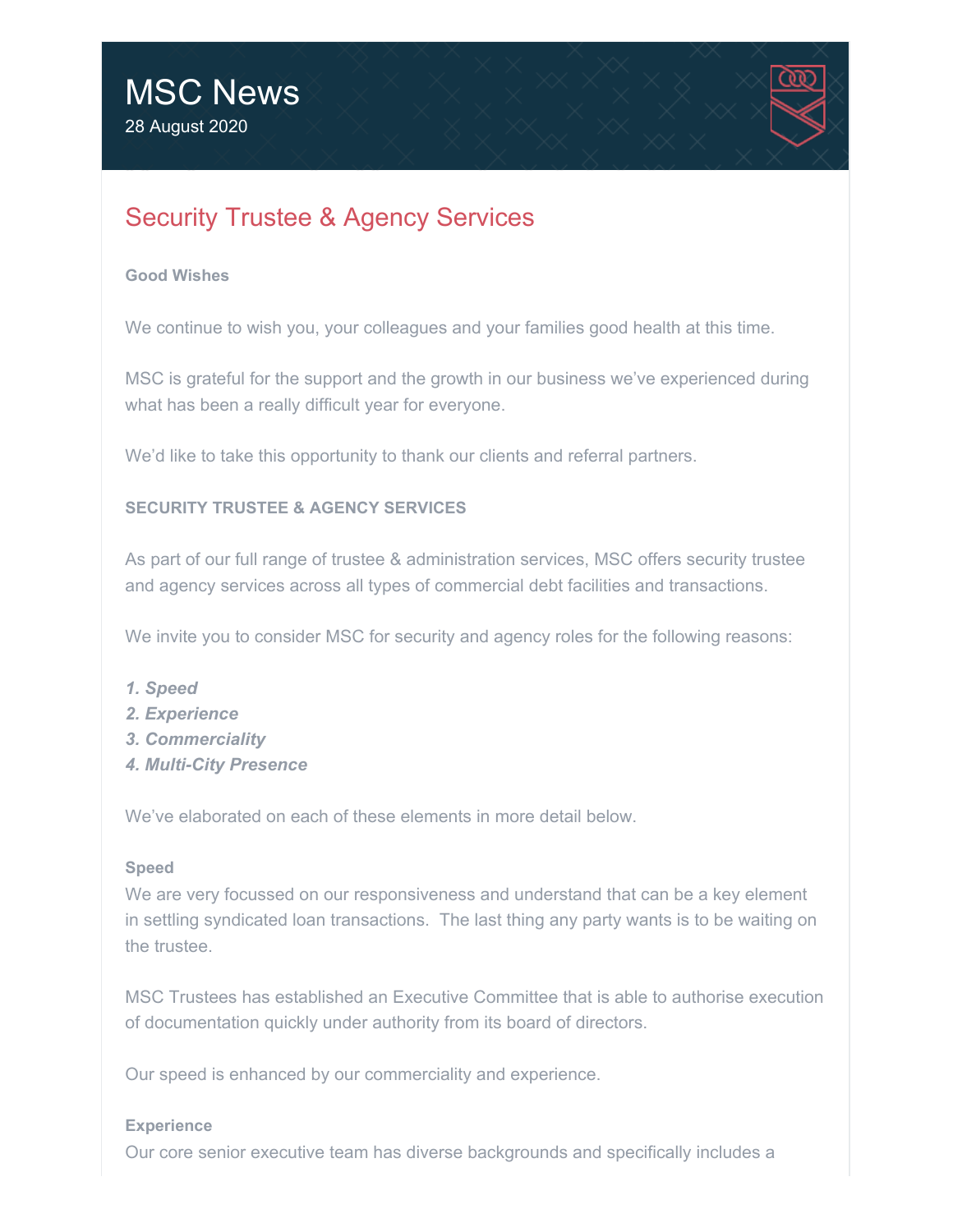# MSC News

28 August 2020

## Security Trustee & Agency Services

**Good Wishes**

We continue to wish you, your colleagues and your families good health at this time.

MSC is grateful for the support and the growth in our business we've experienced during what has been a really difficult year for everyone.

We'd like to take this opportunity to thank our clients and referral partners.

**SECURITY TRUSTEE & AGENCY SERVICES**

As part of our full range of trustee & administration services, MSC offers security trustee and agency services across all types of commercial debt facilities and transactions.

We invite you to consider MSC for security and agency roles for the following reasons:

***1. Speed***
***2. Experience***
***3. Commerciality***
***4. Multi-City Presence***

We've elaborated on each of these elements in more detail below.

**Speed**

We are very focussed on our responsiveness and understand that can be a key element in settling syndicated loan transactions. The last thing any party wants is to be waiting on the trustee.

MSC Trustees has established an Executive Committee that is able to authorise execution of documentation quickly under authority from its board of directors.

Our speed is enhanced by our commerciality and experience.

**Experience**

Our core senior executive team has diverse backgrounds and specifically includes a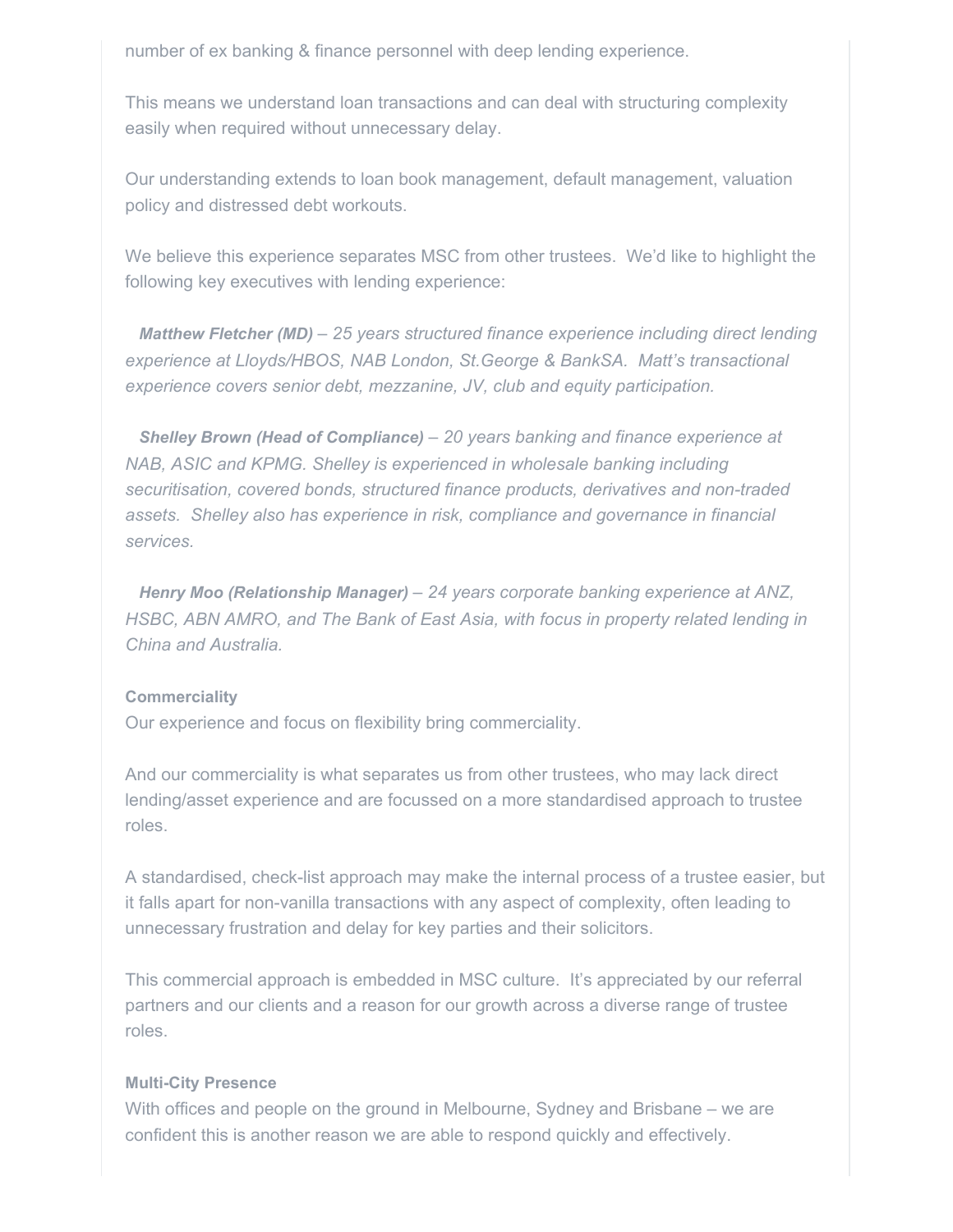number of ex banking & finance personnel with deep lending experience.

This means we understand loan transactions and can deal with structuring complexity easily when required without unnecessary delay.

Our understanding extends to loan book management, default management, valuation policy and distressed debt workouts.

We believe this experience separates MSC from other trustees.  We'd like to highlight the following key executives with lending experience:

***Matthew Fletcher (MD)*** *– 25 years structured finance experience including direct lending experience at Lloyds/HBOS, NAB London, St.George & BankSA.  Matt's transactional experience covers senior debt, mezzanine, JV, club and equity participation.*

***Shelley Brown (Head of Compliance)*** *– 20 years banking and finance experience at NAB, ASIC and KPMG. Shelley is experienced in wholesale banking including securitisation, covered bonds, structured finance products, derivatives and non-traded assets.  Shelley also has experience in risk, compliance and governance in financial services.*

***Henry Moo (Relationship Manager)*** *– 24 years corporate banking experience at ANZ, HSBC, ABN AMRO, and The Bank of East Asia, with focus in property related lending in China and Australia.*

**Commerciality**

Our experience and focus on flexibility bring commerciality.

And our commerciality is what separates us from other trustees, who may lack direct lending/asset experience and are focussed on a more standardised approach to trustee roles.

A standardised, check-list approach may make the internal process of a trustee easier, but it falls apart for non-vanilla transactions with any aspect of complexity, often leading to unnecessary frustration and delay for key parties and their solicitors.

This commercial approach is embedded in MSC culture.  It's appreciated by our referral partners and our clients and a reason for our growth across a diverse range of trustee roles.

**Multi-City Presence**

With offices and people on the ground in Melbourne, Sydney and Brisbane – we are confident this is another reason we are able to respond quickly and effectively.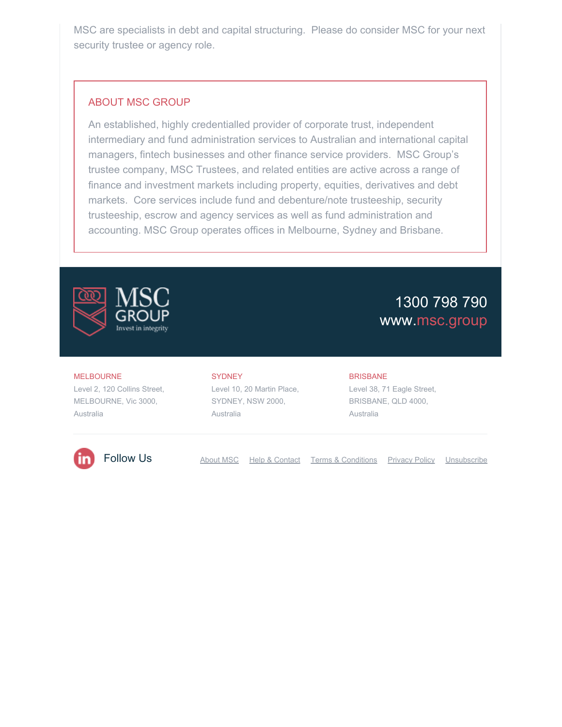MSC are specialists in debt and capital structuring. Please do consider MSC for your next security trustee or agency role.

## ABOUT MSC GROUP

An established, highly credentialled provider of corporate trust, independent intermediary and fund administration services to Australian and international capital managers, fintech businesses and other finance service providers. MSC Group's trustee company, MSC Trustees, and related entities are active across a range of finance and investment markets including property, equities, derivatives and debt markets. Core services include fund and debenture/note trusteeship, security trusteeship, escrow and agency services as well as fund administration and accounting. MSC Group operates offices in Melbourne, Sydney and Brisbane.

MSC GROUP
Invest in integrity

1300 798 790
www.msc.group

**MELBOURNE**
Level 2, 120 Collins Street,
MELBOURNE, Vic 3000,
Australia

**SYDNEY**
Level 10, 20 Martin Place,
SYDNEY, NSW 2000,
Australia

**BRISBANE**
Level 38, 71 Eagle Street,
BRISBANE, QLD 4000,
Australia

Follow Us

About MSC | Help & Contact | Terms & Conditions | Privacy Policy | Unsubscribe